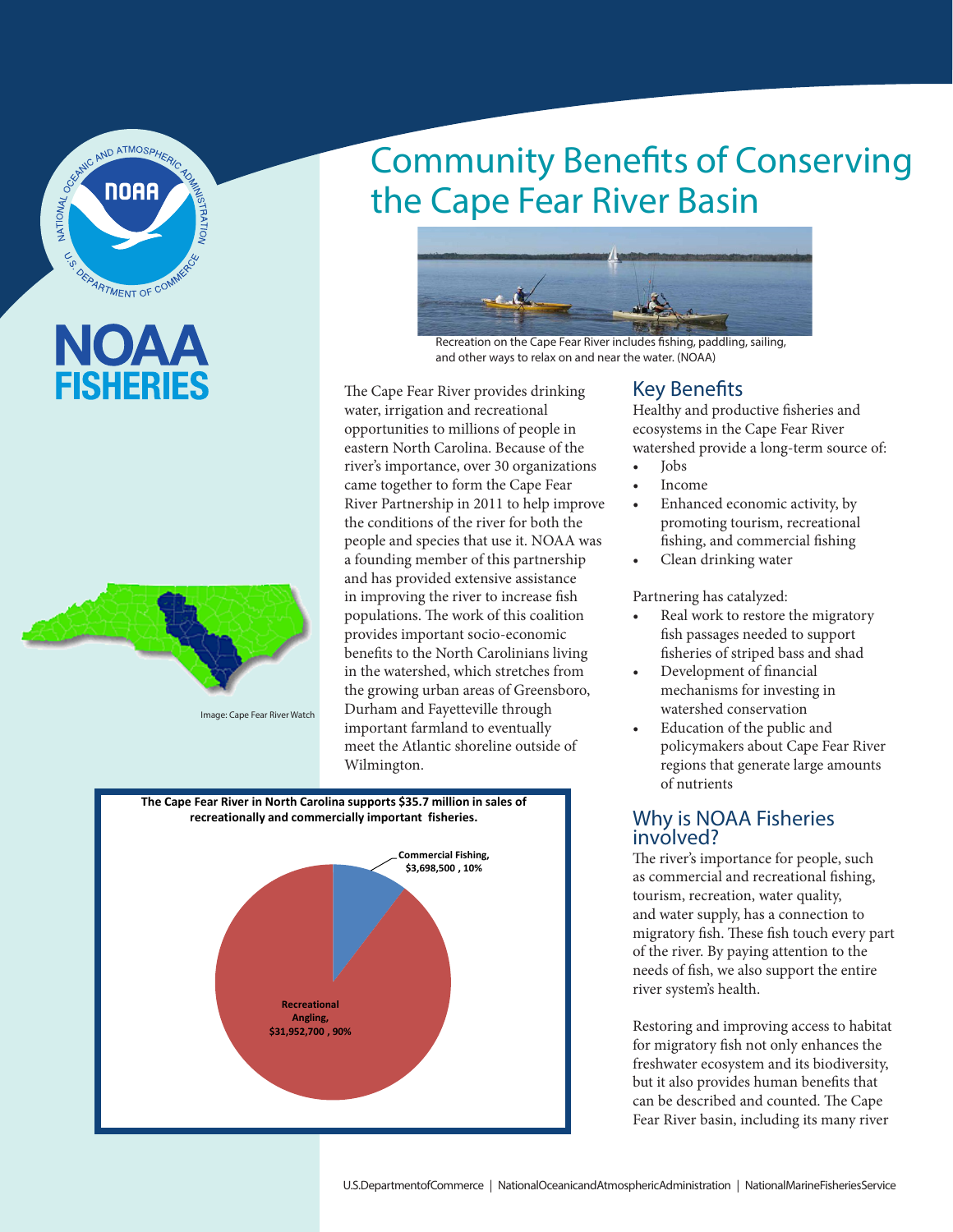# Community Benefits of Conserving the Cape Fear River Basin

Recreation on the Cape Fear River includes fishing, paddling, sailing, and other ways to relax on and near the water. (NOAA)

Image: Cape Fear River Watch

The Cape Fear River provides drinking water, irrigation and recreational opportunities to millions of people in eastern North Carolina. Because of the river's importance, over 30 organizations came together to form the Cape Fear River Partnership in 2011 to help improve the conditions of the river for both the people and species that use it. NOAA was a founding member of this partnership and has provided extensive assistance in improving the river to increase fish populations. The work of this coalition provides important socio-economic benefits to the North Carolinians living in the watershed, which stretches from the growing urban areas of Greensboro, Durham and Fayetteville through important farmland to eventually meet the Atlantic shoreline outside of Wilmington.

**The Cape Fear River in North Carolina supports $35.7 million in sales of recreationally and commercially important fisheries.**

| Sector | Sales | Share |
| --- | --- | --- |
| Commercial Fishing | $3,698,500 | 10% |
| Recreational Angling | $31,952,700 | 90% |

## Key Benefits

Healthy and productive fisheries and ecosystems in the Cape Fear River watershed provide a long-term source of:

- Jobs
- Income
- Enhanced economic activity, by promoting tourism, recreational fishing, and commercial fishing
- Clean drinking water

Partnering has catalyzed:

- Real work to restore the migratory fish passages needed to support fisheries of striped bass and shad
- Development of financial mechanisms for investing in watershed conservation
- Education of the public and policymakers about Cape Fear River regions that generate large amounts of nutrients

## Why is NOAA Fisheries involved?

The river's importance for people, such as commercial and recreational fishing, tourism, recreation, water quality, and water supply, has a connection to migratory fish. These fish touch every part of the river. By paying attention to the needs of fish, we also support the entire river system's health.

Restoring and improving access to habitat for migratory fish not only enhances the freshwater ecosystem and its biodiversity, but it also provides human benefits that can be described and counted. The Cape Fear River basin, including its many river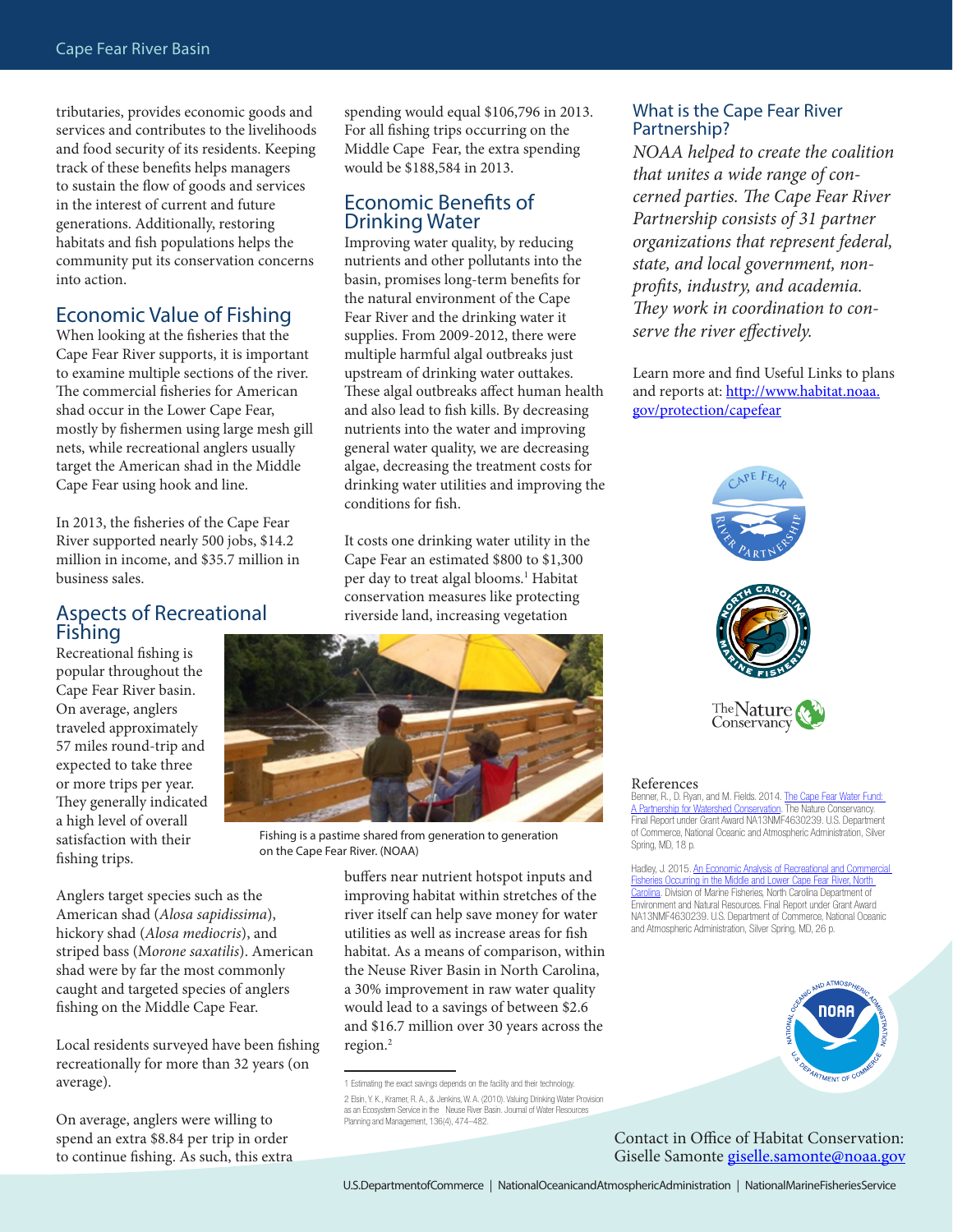tributaries, provides economic goods and services and contributes to the livelihoods and food security of its residents. Keeping track of these benefits helps managers to sustain the flow of goods and services in the interest of current and future generations. Additionally, restoring habitats and fish populations helps the community put its conservation concerns into action.

## Economic Value of Fishing

When looking at the fisheries that the Cape Fear River supports, it is important to examine multiple sections of the river. The commercial fisheries for American shad occur in the Lower Cape Fear, mostly by fishermen using large mesh gill nets, while recreational anglers usually target the American shad in the Middle Cape Fear using hook and line.

In 2013, the fisheries of the Cape Fear River supported nearly 500 jobs, $14.2 million in income, and $35.7 million in business sales.

## Aspects of Recreational Fishing

Recreational fishing is popular throughout the Cape Fear River basin. On average, anglers traveled approximately 57 miles round-trip and expected to take three or more trips per year. They generally indicated a high level of overall satisfaction with their fishing trips.

Fishing is a pastime shared from generation to generation on the Cape Fear River. (NOAA)

Anglers target species such as the American shad (*Alosa sapidissima*), hickory shad (*Alosa mediocris*), and striped bass (*Morone saxatilis*). American shad were by far the most commonly caught and targeted species of anglers fishing on the Middle Cape Fear.

Local residents surveyed have been fishing recreationally for more than 32 years (on average).

On average, anglers were willing to spend an extra $8.84 per trip in order to continue fishing. As such, this extra spending would equal $106,796 in 2013. For all fishing trips occurring on the Middle Cape Fear, the extra spending would be $188,584 in 2013.

## Economic Benefits of Drinking Water

Improving water quality, by reducing nutrients and other pollutants into the basin, promises long-term benefits for the natural environment of the Cape Fear River and the drinking water it supplies. From 2009-2012, there were multiple harmful algal outbreaks just upstream of drinking water outtakes. These algal outbreaks affect human health and also lead to fish kills. By decreasing nutrients into the water and improving general water quality, we are decreasing algae, decreasing the treatment costs for drinking water utilities and improving the conditions for fish.

It costs one drinking water utility in the Cape Fear an estimated $800 to $1,300 per day to treat algal blooms.[1] Habitat conservation measures like protecting riverside land, increasing vegetation buffers near nutrient hotspot inputs and improving habitat within stretches of the river itself can help save money for water utilities as well as increase areas for fish habitat. As a means of comparison, within the Neuse River Basin in North Carolina, a 30% improvement in raw water quality would lead to a savings of between $2.6 and $16.7 million over 30 years across the region.[2]

1 Estimating the exact savings depends on the facility and their technology.

2 Elsin, Y. K., Kramer, R. A., & Jenkins, W. A. (2010). Valuing Drinking Water Provision as an Ecosystem Service in the Neuse River Basin. Journal of Water Resources Planning and Management, 136(4), 474–482.

## What is the Cape Fear River Partnership?

*NOAA helped to create the coalition that unites a wide range of concerned parties. The Cape Fear River Partnership consists of 31 partner organizations that represent federal, state, and local government, non-profits, industry, and academia. They work in coordination to conserve the river effectively.*

Learn more and find Useful Links to plans and reports at: http://www.habitat.noaa.gov/protection/capefear

### References

Benner, R., D. Ryan, and M. Fields. 2014. The Cape Fear Water Fund: A Partnership for Watershed Conservation. The Nature Conservancy. Final Report under Grant Award NA13NMF4630239. U.S. Department of Commerce, National Oceanic and Atmospheric Administration, Silver Spring, MD, 18 p.

Hadley, J. 2015. An Economic Analysis of Recreational and Commercial Fisheries Occurring in the Middle and Lower Cape Fear River, North Carolina. Division of Marine Fisheries, North Carolina Department of Environment and Natural Resources. Final Report under Grant Award NA13NMF4630239. U.S. Department of Commerce, National Oceanic and Atmospheric Administration, Silver Spring, MD, 26 p.

Contact in Office of Habitat Conservation: Giselle Samonte giselle.samonte@noaa.gov